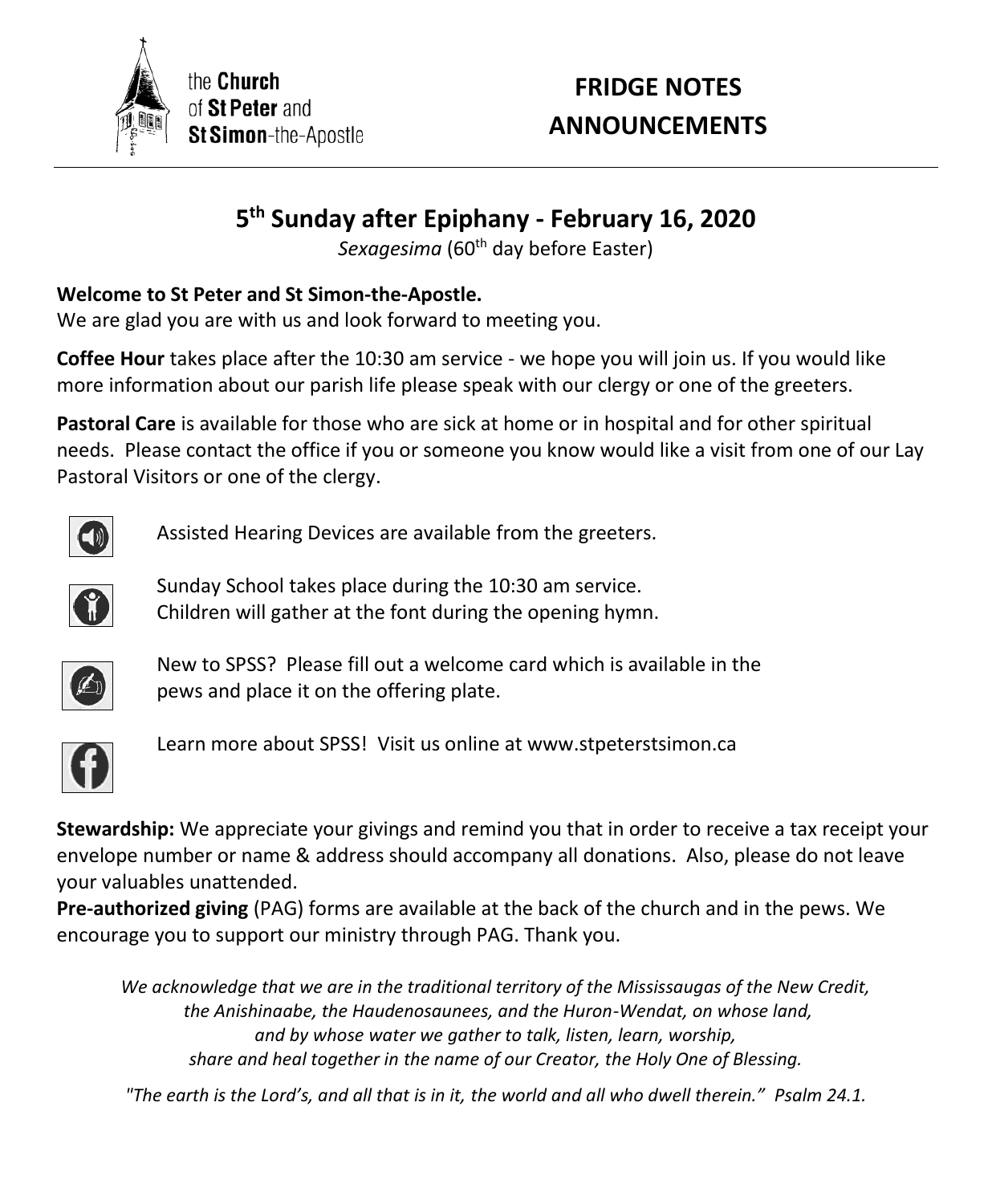the **Church** of **St Peter** and **St Simon**-the-Apostle

# FRIDGE NOTES ANNOUNCEMENTS

## 5th Sunday after Epiphany - February 16, 2020

*Sexagesima* (60th day before Easter)

**Welcome to St Peter and St Simon-the-Apostle.**
We are glad you are with us and look forward to meeting you.

**Coffee Hour** takes place after the 10:30 am service - we hope you will join us. If you would like more information about our parish life please speak with our clergy or one of the greeters.

**Pastoral Care** is available for those who are sick at home or in hospital and for other spiritual needs. Please contact the office if you or someone you know would like a visit from one of our Lay Pastoral Visitors or one of the clergy.

Assisted Hearing Devices are available from the greeters.

Sunday School takes place during the 10:30 am service.
Children will gather at the font during the opening hymn.

New to SPSS? Please fill out a welcome card which is available in the pews and place it on the offering plate.

Learn more about SPSS! Visit us online at www.stpeterstsimon.ca

**Stewardship:** We appreciate your givings and remind you that in order to receive a tax receipt your envelope number or name & address should accompany all donations. Also, please do not leave your valuables unattended.
**Pre-authorized giving** (PAG) forms are available at the back of the church and in the pews. We encourage you to support our ministry through PAG. Thank you.

*We acknowledge that we are in the traditional territory of the Mississaugas of the New Credit, the Anishinaabe, the Haudenosaunees, and the Huron-Wendat, on whose land, and by whose water we gather to talk, listen, learn, worship, share and heal together in the name of our Creator, the Holy One of Blessing.*

*"The earth is the Lord's, and all that is in it, the world and all who dwell therein." Psalm 24.1.*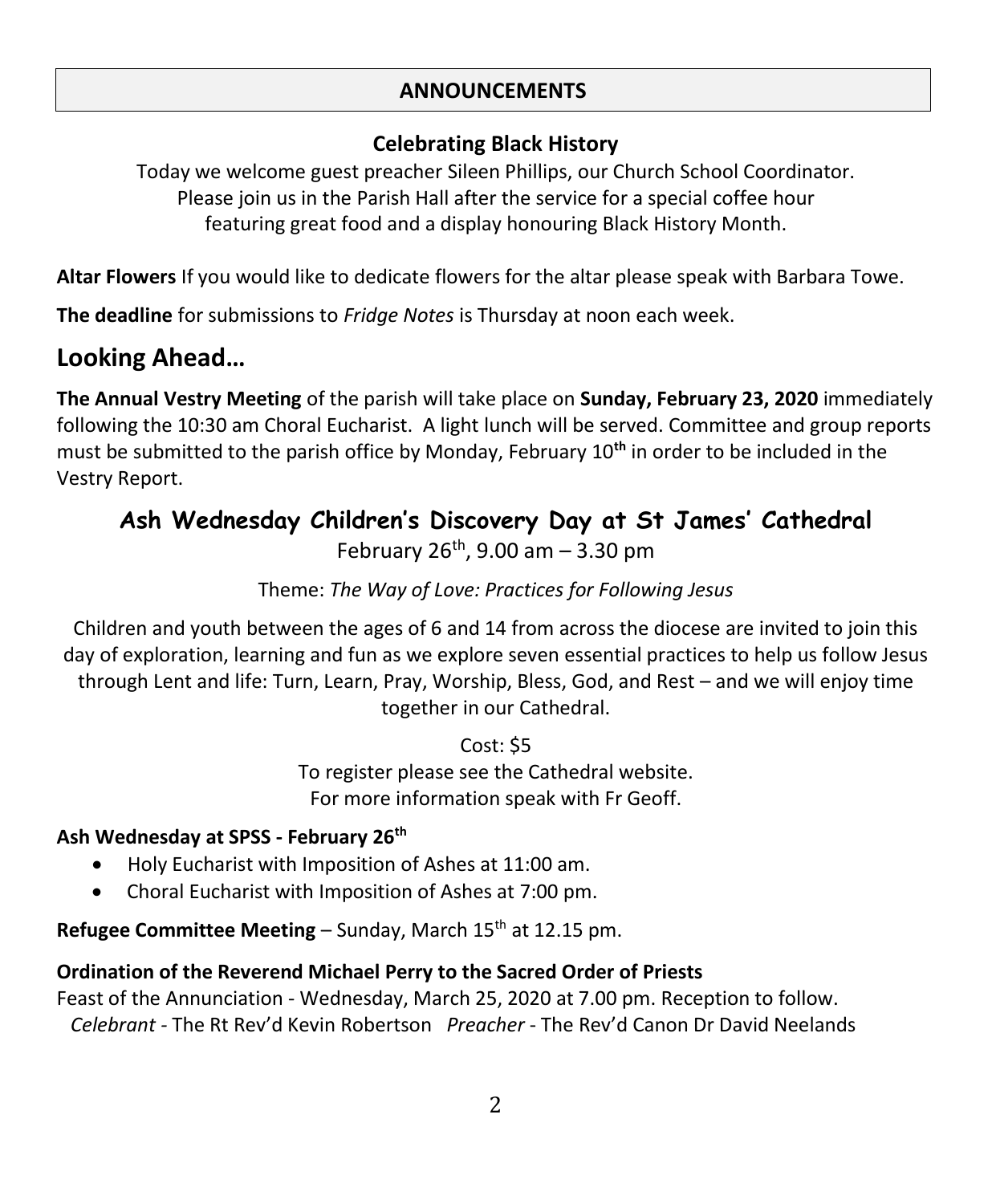## ANNOUNCEMENTS

### Celebrating Black History

Today we welcome guest preacher Sileen Phillips, our Church School Coordinator.
Please join us in the Parish Hall after the service for a special coffee hour
featuring great food and a display honouring Black History Month.

**Altar Flowers** If you would like to dedicate flowers for the altar please speak with Barbara Towe.

**The deadline** for submissions to *Fridge Notes* is Thursday at noon each week.

## Looking Ahead…

**The Annual Vestry Meeting** of the parish will take place on **Sunday, February 23, 2020** immediately following the 10:30 am Choral Eucharist. A light lunch will be served. Committee and group reports must be submitted to the parish office by Monday, February 10**th** in order to be included in the Vestry Report.

## Ash Wednesday Children's Discovery Day at St James' Cathedral

February 26th, 9.00 am – 3.30 pm

Theme: *The Way of Love: Practices for Following Jesus*

Children and youth between the ages of 6 and 14 from across the diocese are invited to join this day of exploration, learning and fun as we explore seven essential practices to help us follow Jesus through Lent and life: Turn, Learn, Pray, Worship, Bless, God, and Rest – and we will enjoy time together in our Cathedral.

Cost: $5
To register please see the Cathedral website.
For more information speak with Fr Geoff.

**Ash Wednesday at SPSS - February 26th**

- Holy Eucharist with Imposition of Ashes at 11:00 am.
- Choral Eucharist with Imposition of Ashes at 7:00 pm.

**Refugee Committee Meeting** – Sunday, March 15th at 12.15 pm.

**Ordination of the Reverend Michael Perry to the Sacred Order of Priests**
Feast of the Annunciation - Wednesday, March 25, 2020 at 7.00 pm. Reception to follow.
*Celebrant* - The Rt Rev'd Kevin Robertson *Preacher* - The Rev'd Canon Dr David Neelands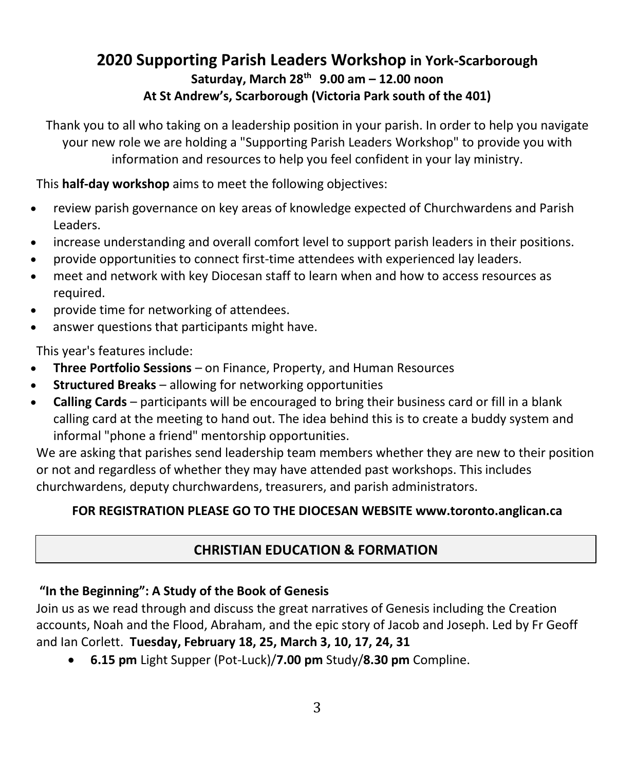## 2020 Supporting Parish Leaders Workshop in York-Scarborough

**Saturday, March 28th 9.00 am – 12.00 noon**

**At St Andrew's, Scarborough (Victoria Park south of the 401)**

Thank you to all who taking on a leadership position in your parish. In order to help you navigate your new role we are holding a "Supporting Parish Leaders Workshop" to provide you with information and resources to help you feel confident in your lay ministry.

This **half-day workshop** aims to meet the following objectives:

- review parish governance on key areas of knowledge expected of Churchwardens and Parish Leaders.
- increase understanding and overall comfort level to support parish leaders in their positions.
- provide opportunities to connect first-time attendees with experienced lay leaders.
- meet and network with key Diocesan staff to learn when and how to access resources as required.
- provide time for networking of attendees.
- answer questions that participants might have.

This year's features include:

- **Three Portfolio Sessions** – on Finance, Property, and Human Resources
- **Structured Breaks** – allowing for networking opportunities
- **Calling Cards** – participants will be encouraged to bring their business card or fill in a blank calling card at the meeting to hand out. The idea behind this is to create a buddy system and informal "phone a friend" mentorship opportunities.

We are asking that parishes send leadership team members whether they are new to their position or not and regardless of whether they may have attended past workshops. This includes churchwardens, deputy churchwardens, treasurers, and parish administrators.

**FOR REGISTRATION PLEASE GO TO THE DIOCESAN WEBSITE www.toronto.anglican.ca**

## CHRISTIAN EDUCATION & FORMATION

**"In the Beginning": A Study of the Book of Genesis**

Join us as we read through and discuss the great narratives of Genesis including the Creation accounts, Noah and the Flood, Abraham, and the epic story of Jacob and Joseph. Led by Fr Geoff and Ian Corlett. **Tuesday, February 18, 25, March 3, 10, 17, 24, 31**

- **6.15 pm** Light Supper (Pot-Luck)/**7.00 pm** Study/**8.30 pm** Compline.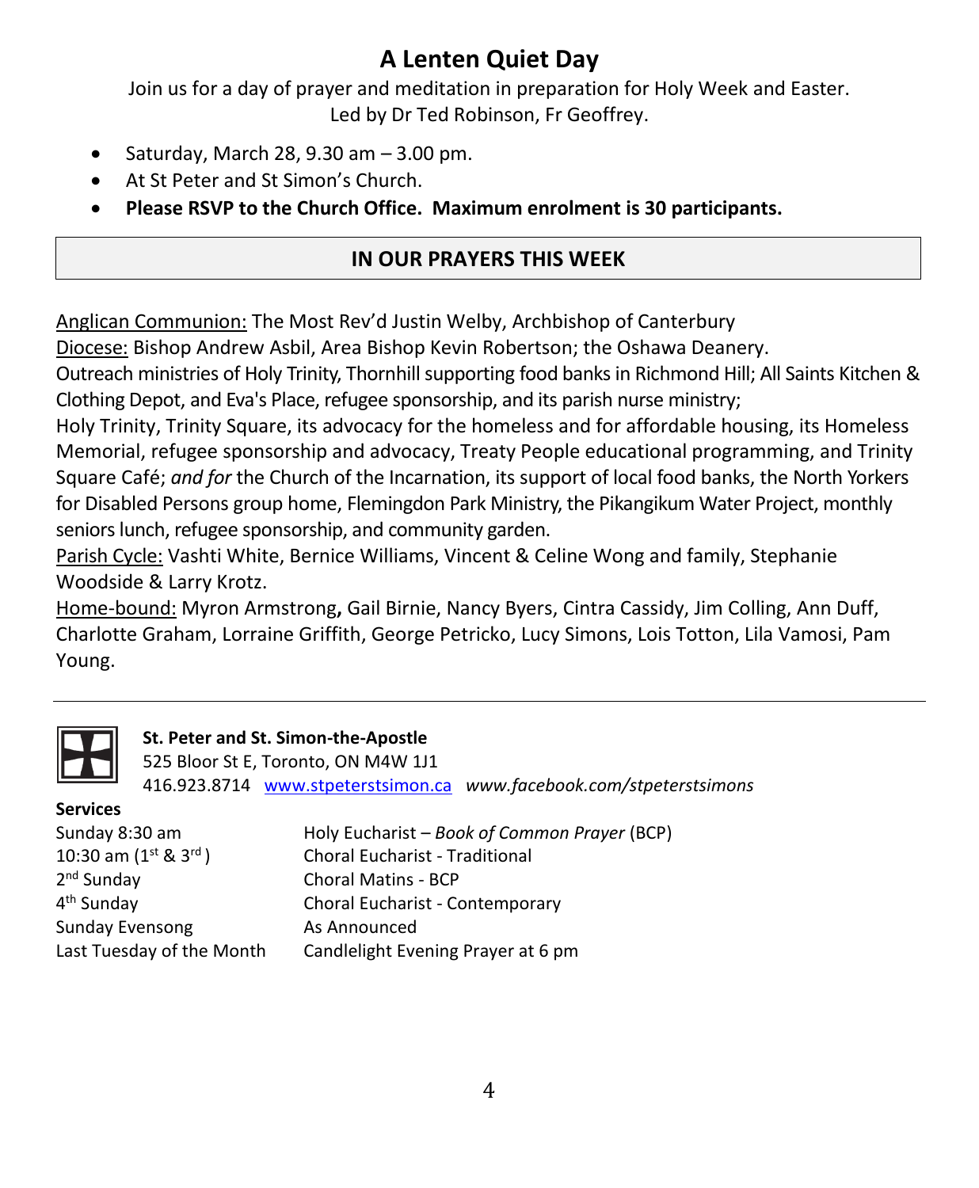# A Lenten Quiet Day

Join us for a day of prayer and meditation in preparation for Holy Week and Easter.
Led by Dr Ted Robinson, Fr Geoffrey.

- Saturday, March 28, 9.30 am – 3.00 pm.
- At St Peter and St Simon's Church.
- **Please RSVP to the Church Office. Maximum enrolment is 30 participants.**

## IN OUR PRAYERS THIS WEEK

Anglican Communion: The Most Rev'd Justin Welby, Archbishop of Canterbury
Diocese: Bishop Andrew Asbil, Area Bishop Kevin Robertson; the Oshawa Deanery.
Outreach ministries of Holy Trinity, Thornhill supporting food banks in Richmond Hill; All Saints Kitchen & Clothing Depot, and Eva's Place, refugee sponsorship, and its parish nurse ministry;
Holy Trinity, Trinity Square, its advocacy for the homeless and for affordable housing, its Homeless Memorial, refugee sponsorship and advocacy, Treaty People educational programming, and Trinity Square Café; *and for* the Church of the Incarnation, its support of local food banks, the North Yorkers for Disabled Persons group home, Flemingdon Park Ministry, the Pikangikum Water Project, monthly seniors lunch, refugee sponsorship, and community garden.
Parish Cycle: Vashti White, Bernice Williams, Vincent & Celine Wong and family, Stephanie Woodside & Larry Krotz.
Home-bound: Myron Armstrong**,** Gail Birnie, Nancy Byers, Cintra Cassidy, Jim Colling, Ann Duff, Charlotte Graham, Lorraine Griffith, George Petricko, Lucy Simons, Lois Totton, Lila Vamosi, Pam Young.

---

**St. Peter and St. Simon-the-Apostle**
525 Bloor St E, Toronto, ON M4W 1J1
416.923.8714 www.stpeterstsimon.ca *www.facebook.com/stpeterstsimons*

**Services**

| | |
|---|---|
| Sunday 8:30 am | Holy Eucharist – *Book of Common Prayer* (BCP) |
| 10:30 am (1st & 3rd ) | Choral Eucharist - Traditional |
| 2nd Sunday | Choral Matins - BCP |
| 4th Sunday | Choral Eucharist - Contemporary |
| Sunday Evensong | As Announced |
| Last Tuesday of the Month | Candlelight Evening Prayer at 6 pm |